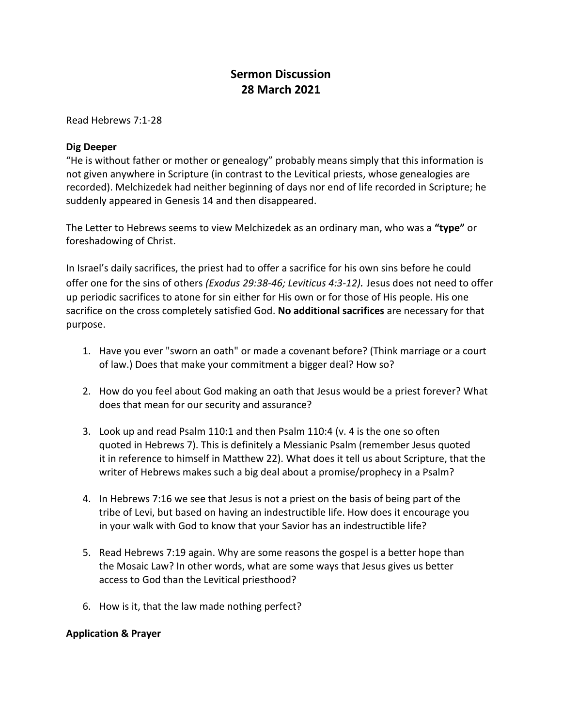# Sermon Discussion
# 28 March 2021

Read Hebrews 7:1-28

**Dig Deeper**

"He is without father or mother or genealogy" probably means simply that this information is not given anywhere in Scripture (in contrast to the Levitical priests, whose genealogies are recorded). Melchizedek had neither beginning of days nor end of life recorded in Scripture; he suddenly appeared in Genesis 14 and then disappeared.

The Letter to Hebrews seems to view Melchizedek as an ordinary man, who was a **"type"** or foreshadowing of Christ.

In Israel's daily sacrifices, the priest had to offer a sacrifice for his own sins before he could offer one for the sins of others *(Exodus 29:38-46; Leviticus 4:3-12).* Jesus does not need to offer up periodic sacrifices to atone for sin either for His own or for those of His people. His one sacrifice on the cross completely satisfied God. **No additional sacrifices** are necessary for that purpose.

1. Have you ever "sworn an oath" or made a covenant before? (Think marriage or a court of law.) Does that make your commitment a bigger deal? How so?

2. How do you feel about God making an oath that Jesus would be a priest forever? What does that mean for our security and assurance?

3. Look up and read Psalm 110:1 and then Psalm 110:4 (v. 4 is the one so often quoted in Hebrews 7). This is definitely a Messianic Psalm (remember Jesus quoted it in reference to himself in Matthew 22). What does it tell us about Scripture, that the writer of Hebrews makes such a big deal about a promise/prophecy in a Psalm?

4. In Hebrews 7:16 we see that Jesus is not a priest on the basis of being part of the tribe of Levi, but based on having an indestructible life. How does it encourage you in your walk with God to know that your Savior has an indestructible life?

5. Read Hebrews 7:19 again. Why are some reasons the gospel is a better hope than the Mosaic Law? In other words, what are some ways that Jesus gives us better access to God than the Levitical priesthood?

6. How is it, that the law made nothing perfect?

**Application & Prayer**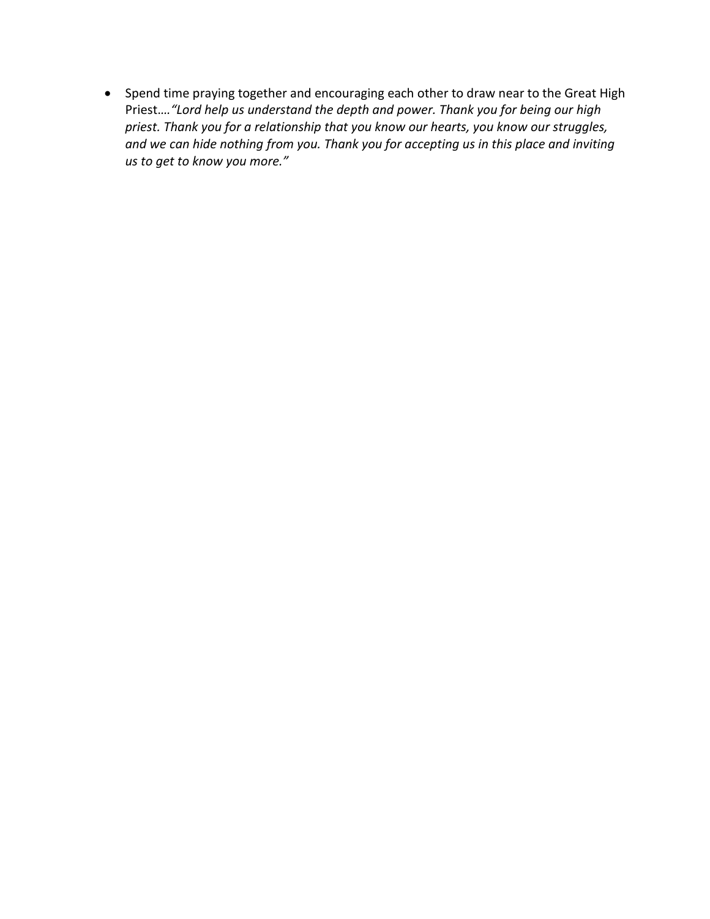- Spend time praying together and encouraging each other to draw near to the Great High Priest….*"Lord help us understand the depth and power. Thank you for being our high priest. Thank you for a relationship that you know our hearts, you know our struggles, and we can hide nothing from you. Thank you for accepting us in this place and inviting us to get to know you more."*